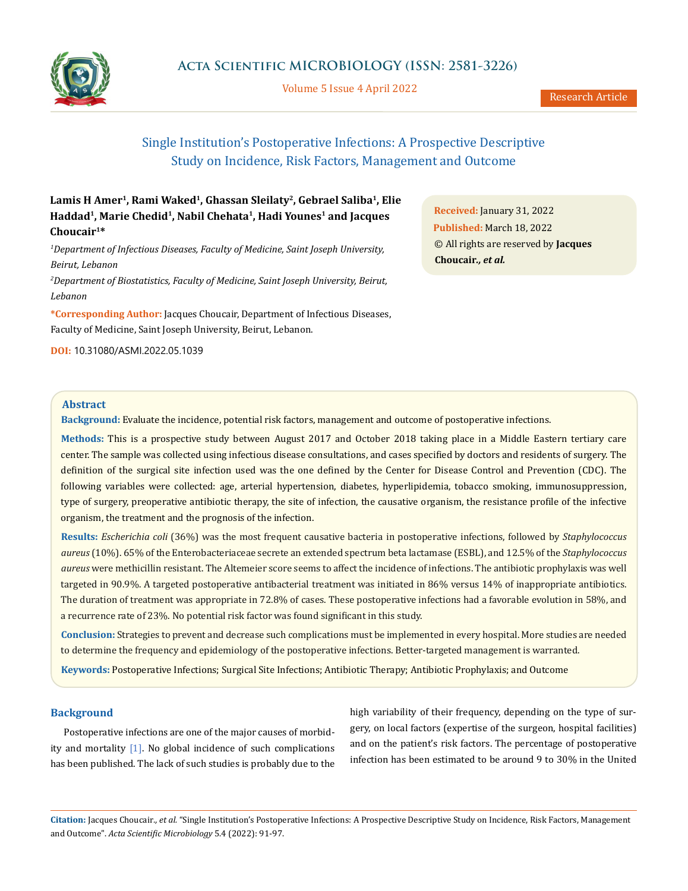# Single Institution's Postoperative Infections: A Prospective Descriptive Study on Incidence, Risk Factors, Management and Outcome

**Lamis H Amer[1], Rami Waked[1], Ghassan Sleilaty[2], Gebrael Saliba[1], Elie Haddad[1], Marie Chedid[1], Nabil Chehata[1], Hadi Younes[1] and Jacques Choucair[1]***

*[1]Department of Infectious Diseases, Faculty of Medicine, Saint Joseph University, Beirut, Lebanon*

*[2]Department of Biostatistics, Faculty of Medicine, Saint Joseph University, Beirut, Lebanon*

**\*Corresponding Author:** Jacques Choucair, Department of Infectious Diseases, Faculty of Medicine, Saint Joseph University, Beirut, Lebanon.

**DOI:** 10.31080/ASMI.2022.05.1039

**Received:** January 31, 2022
**Published:** March 18, 2022
© All rights are reserved by **Jacques Choucair.*, et al.***

## Abstract

**Background:** Evaluate the incidence, potential risk factors, management and outcome of postoperative infections.

**Methods:** This is a prospective study between August 2017 and October 2018 taking place in a Middle Eastern tertiary care center. The sample was collected using infectious disease consultations, and cases specified by doctors and residents of surgery. The definition of the surgical site infection used was the one defined by the Center for Disease Control and Prevention (CDC). The following variables were collected: age, arterial hypertension, diabetes, hyperlipidemia, tobacco smoking, immunosuppression, type of surgery, preoperative antibiotic therapy, the site of infection, the causative organism, the resistance profile of the infective organism, the treatment and the prognosis of the infection.

**Results:** *Escherichia coli* (36%) was the most frequent causative bacteria in postoperative infections, followed by *Staphylococcus aureus* (10%). 65% of the Enterobacteriaceae secrete an extended spectrum beta lactamase (ESBL), and 12.5% of the *Staphylococcus aureus* were methicillin resistant. The Altemeier score seems to affect the incidence of infections. The antibiotic prophylaxis was well targeted in 90.9%. A targeted postoperative antibacterial treatment was initiated in 86% versus 14% of inappropriate antibiotics. The duration of treatment was appropriate in 72.8% of cases. These postoperative infections had a favorable evolution in 58%, and a recurrence rate of 23%. No potential risk factor was found significant in this study.

**Conclusion:** Strategies to prevent and decrease such complications must be implemented in every hospital. More studies are needed to determine the frequency and epidemiology of the postoperative infections. Better-targeted management is warranted.

**Keywords:** Postoperative Infections; Surgical Site Infections; Antibiotic Therapy; Antibiotic Prophylaxis; and Outcome

## Background

Postoperative infections are one of the major causes of morbidity and mortality [1]. No global incidence of such complications has been published. The lack of such studies is probably due to the high variability of their frequency, depending on the type of surgery, on local factors (expertise of the surgeon, hospital facilities) and on the patient's risk factors. The percentage of postoperative infection has been estimated to be around 9 to 30% in the United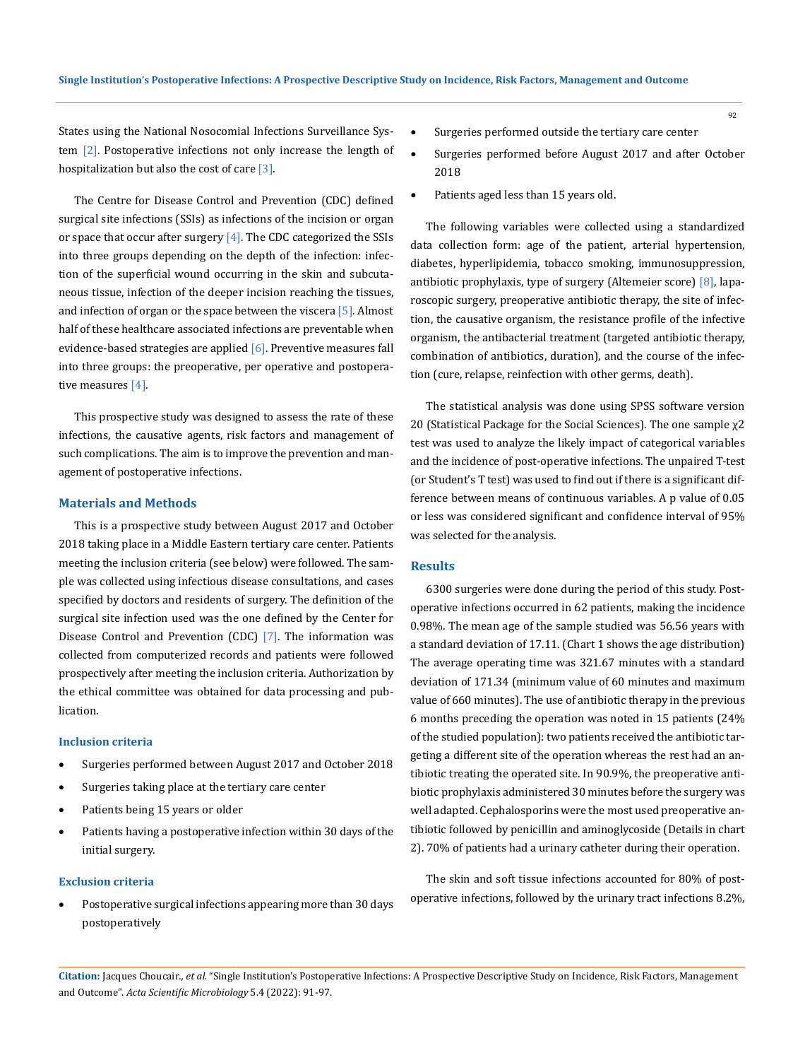States using the National Nosocomial Infections Surveillance System [2]. Postoperative infections not only increase the length of hospitalization but also the cost of care [3].

The Centre for Disease Control and Prevention (CDC) defined surgical site infections (SSIs) as infections of the incision or organ or space that occur after surgery [4]. The CDC categorized the SSIs into three groups depending on the depth of the infection: infection of the superficial wound occurring in the skin and subcutaneous tissue, infection of the deeper incision reaching the tissues, and infection of organ or the space between the viscera [5]. Almost half of these healthcare associated infections are preventable when evidence-based strategies are applied [6]. Preventive measures fall into three groups: the preoperative, per operative and postoperative measures [4].

This prospective study was designed to assess the rate of these infections, the causative agents, risk factors and management of such complications. The aim is to improve the prevention and management of postoperative infections.

## Materials and Methods

This is a prospective study between August 2017 and October 2018 taking place in a Middle Eastern tertiary care center. Patients meeting the inclusion criteria (see below) were followed. The sample was collected using infectious disease consultations, and cases specified by doctors and residents of surgery. The definition of the surgical site infection used was the one defined by the Center for Disease Control and Prevention (CDC) [7]. The information was collected from computerized records and patients were followed prospectively after meeting the inclusion criteria. Authorization by the ethical committee was obtained for data processing and publication.

### Inclusion criteria

- Surgeries performed between August 2017 and October 2018
- Surgeries taking place at the tertiary care center
- Patients being 15 years or older
- Patients having a postoperative infection within 30 days of the initial surgery.

### Exclusion criteria

- Postoperative surgical infections appearing more than 30 days postoperatively
- Surgeries performed outside the tertiary care center
- Surgeries performed before August 2017 and after October 2018
- Patients aged less than 15 years old.

The following variables were collected using a standardized data collection form: age of the patient, arterial hypertension, diabetes, hyperlipidemia, tobacco smoking, immunosuppression, antibiotic prophylaxis, type of surgery (Altemeier score) [8], laparoscopic surgery, preoperative antibiotic therapy, the site of infection, the causative organism, the resistance profile of the infective organism, the antibacterial treatment (targeted antibiotic therapy, combination of antibiotics, duration), and the course of the infection (cure, relapse, reinfection with other germs, death).

The statistical analysis was done using SPSS software version 20 (Statistical Package for the Social Sciences). The one sample $\chi^2$ test was used to analyze the likely impact of categorical variables and the incidence of post-operative infections. The unpaired T-test (or Student's T test) was used to find out if there is a significant difference between means of continuous variables. A p value of 0.05 or less was considered significant and confidence interval of 95% was selected for the analysis.

## Results

6300 surgeries were done during the period of this study. Postoperative infections occurred in 62 patients, making the incidence 0.98%. The mean age of the sample studied was 56.56 years with a standard deviation of 17.11. (Chart 1 shows the age distribution) The average operating time was 321.67 minutes with a standard deviation of 171.34 (minimum value of 60 minutes and maximum value of 660 minutes). The use of antibiotic therapy in the previous 6 months preceding the operation was noted in 15 patients (24% of the studied population): two patients received the antibiotic targeting a different site of the operation whereas the rest had an antibiotic treating the operated site. In 90.9%, the preoperative antibiotic prophylaxis administered 30 minutes before the surgery was well adapted. Cephalosporins were the most used preoperative antibiotic followed by penicillin and aminoglycoside (Details in chart 2). 70% of patients had a urinary catheter during their operation.

The skin and soft tissue infections accounted for 80% of postoperative infections, followed by the urinary tract infections 8.2%,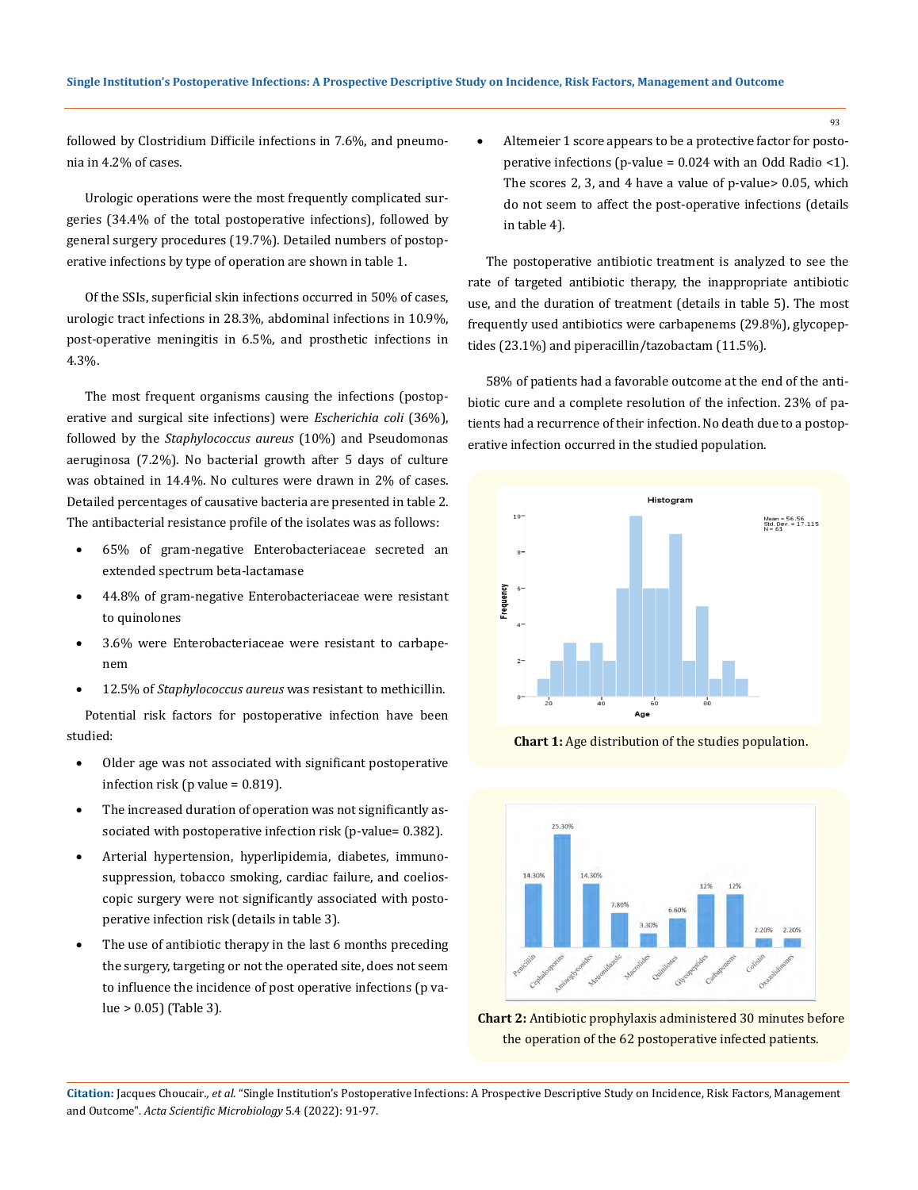followed by Clostridium Difficile infections in 7.6%, and pneumonia in 4.2% of cases.

Urologic operations were the most frequently complicated surgeries (34.4% of the total postoperative infections), followed by general surgery procedures (19.7%). Detailed numbers of postoperative infections by type of operation are shown in table 1.

Of the SSIs, superficial skin infections occurred in 50% of cases, urologic tract infections in 28.3%, abdominal infections in 10.9%, post-operative meningitis in 6.5%, and prosthetic infections in 4.3%.

The most frequent organisms causing the infections (postoperative and surgical site infections) were *Escherichia coli* (36%), followed by the *Staphylococcus aureus* (10%) and Pseudomonas aeruginosa (7.2%). No bacterial growth after 5 days of culture was obtained in 14.4%. No cultures were drawn in 2% of cases. Detailed percentages of causative bacteria are presented in table 2. The antibacterial resistance profile of the isolates was as follows:

- 65% of gram-negative Enterobacteriaceae secreted an extended spectrum beta-lactamase
- 44.8% of gram-negative Enterobacteriaceae were resistant to quinolones
- 3.6% were Enterobacteriaceae were resistant to carbapenem
- 12.5% of *Staphylococcus aureus* was resistant to methicillin.

Potential risk factors for postoperative infection have been studied:

- Older age was not associated with significant postoperative infection risk (p value = 0.819).
- The increased duration of operation was not significantly associated with postoperative infection risk (p-value= 0.382).
- Arterial hypertension, hyperlipidemia, diabetes, immunosuppression, tobacco smoking, cardiac failure, and coelioscopic surgery were not significantly associated with postoperative infection risk (details in table 3).
- The use of antibiotic therapy in the last 6 months preceding the surgery, targeting or not the operated site, does not seem to influence the incidence of post operative infections (p value > 0.05) (Table 3).
- Altemeier 1 score appears to be a protective factor for postoperative infections (p-value = 0.024 with an Odd Radio <1). The scores 2, 3, and 4 have a value of p-value> 0.05, which do not seem to affect the post-operative infections (details in table 4).

The postoperative antibiotic treatment is analyzed to see the rate of targeted antibiotic therapy, the inappropriate antibiotic use, and the duration of treatment (details in table 5). The most frequently used antibiotics were carbapenems (29.8%), glycopeptides (23.1%) and piperacillin/tazobactam (11.5%).

58% of patients had a favorable outcome at the end of the antibiotic cure and a complete resolution of the infection. 23% of patients had a recurrence of their infection. No death due to a postoperative infection occurred in the studied population.

**Chart 1:** Age distribution of the studies population.

**Chart 2:** Antibiotic prophylaxis administered 30 minutes before the operation of the 62 postoperative infected patients.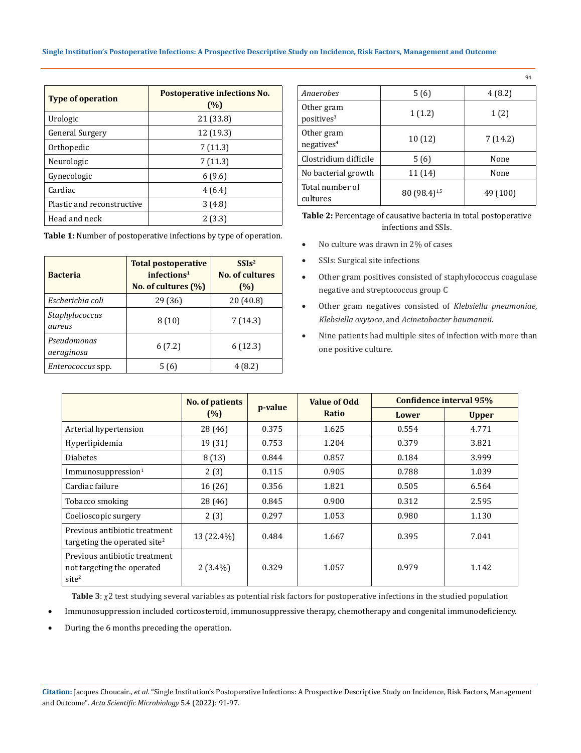| Type of operation | Postoperative infections No. (%) |
|---|---|
| Urologic | 21 (33.8) |
| General Surgery | 12 (19.3) |
| Orthopedic | 7 (11.3) |
| Neurologic | 7 (11.3) |
| Gynecologic | 6 (9.6) |
| Cardiac | 4 (6.4) |
| Plastic and reconstructive | 3 (4.8) |
| Head and neck | 2 (3.3) |

**Table 1:** Number of postoperative infections by type of operation.

| Bacteria | Total postoperative infections[1] No. of cultures (%) | SSIs[2] No. of cultures (%) |
|---|---|---|
| *Escherichia coli* | 29 (36) | 20 (40.8) |
| *Staphylococcus aureus* | 8 (10) | 7 (14.3) |
| *Pseudomonas aeruginosa* | 6 (7.2) | 6 (12.3) |
| *Enterococcus* spp. | 5 (6) | 4 (8.2) |
| *Anaerobes* | 5 (6) | 4 (8.2) |
| Other gram positives[3] | 1 (1.2) | 1 (2) |
| Other gram negatives[4] | 10 (12) | 7 (14.2) |
| Clostridium difficile | 5 (6) | None |
| No bacterial growth | 11 (14) | None |
| Total number of cultures | 80 (98.4)[1,5] | 49 (100) |

**Table 2:** Percentage of causative bacteria in total postoperative infections and SSIs.

- No culture was drawn in 2% of cases
- SSIs: Surgical site infections
- Other gram positives consisted of staphylococcus coagulase negative and streptococcus group C
- Other gram negatives consisted of *Klebsiella pneumoniae*, *Klebsiella oxytoca*, and *Acinetobacter baumannii.*
- Nine patients had multiple sites of infection with more than one positive culture.

| | No. of patients (%) | p-value | Value of Odd Ratio | Confidence interval 95% | |
|---|---|---|---|---|---|
| | | | | Lower | Upper |
| Arterial hypertension | 28 (46) | 0.375 | 1.625 | 0.554 | 4.771 |
| Hyperlipidemia | 19 (31) | 0.753 | 1.204 | 0.379 | 3.821 |
| Diabetes | 8 (13) | 0.844 | 0.857 | 0.184 | 3.999 |
| Immunosuppression[1] | 2 (3) | 0.115 | 0.905 | 0.788 | 1.039 |
| Cardiac failure | 16 (26) | 0.356 | 1.821 | 0.505 | 6.564 |
| Tobacco smoking | 28 (46) | 0.845 | 0.900 | 0.312 | 2.595 |
| Coelioscopic surgery | 2 (3) | 0.297 | 1.053 | 0.980 | 1.130 |
| Previous antibiotic treatment targeting the operated site[2] | 13 (22.4%) | 0.484 | 1.667 | 0.395 | 7.041 |
| Previous antibiotic treatment not targeting the operated site[2] | 2 (3.4%) | 0.329 | 1.057 | 0.979 | 1.142 |

**Table 3**: $\chi 2$ test studying several variables as potential risk factors for postoperative infections in the studied population

- Immunosuppression included corticosteroid, immunosuppressive therapy, chemotherapy and congenital immunodeficiency.
- During the 6 months preceding the operation.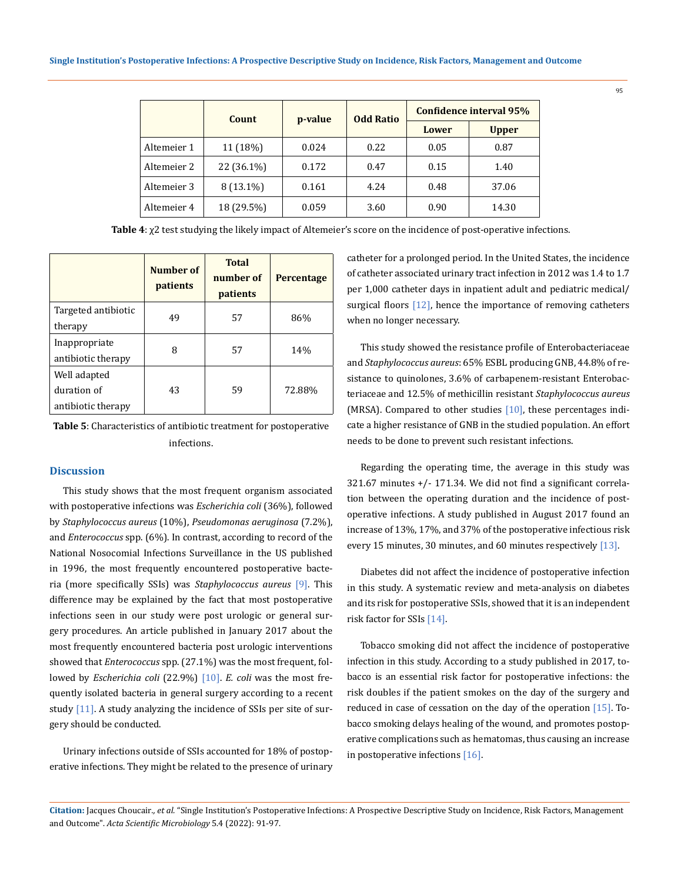| | Count | p-value | Odd Ratio | Confidence interval 95% | |
|---|---|---|---|---|---|
| | | | | Lower | Upper |
| Altemeier 1 | 11 (18%) | 0.024 | 0.22 | 0.05 | 0.87 |
| Altemeier 2 | 22 (36.1%) | 0.172 | 0.47 | 0.15 | 1.40 |
| Altemeier 3 | 8 (13.1%) | 0.161 | 4.24 | 0.48 | 37.06 |
| Altemeier 4 | 18 (29.5%) | 0.059 | 3.60 | 0.90 | 14.30 |

**Table 4**: $\chi 2$ test studying the likely impact of Altemeier's score on the incidence of post-operative infections.

| | Number of patients | Total number of patients | Percentage |
|---|---|---|---|
| Targeted antibiotic therapy | 49 | 57 | 86% |
| Inappropriate antibiotic therapy | 8 | 57 | 14% |
| Well adapted duration of antibiotic therapy | 43 | 59 | 72.88% |

**Table 5**: Characteristics of antibiotic treatment for postoperative infections.

## Discussion

This study shows that the most frequent organism associated with postoperative infections was *Escherichia coli* (36%), followed by *Staphylococcus aureus* (10%), *Pseudomonas aeruginosa* (7.2%), and *Enterococcus* spp. (6%). In contrast, according to record of the National Nosocomial Infections Surveillance in the US published in 1996, the most frequently encountered postoperative bacteria (more specifically SSIs) was *Staphylococcus aureus* [9]. This difference may be explained by the fact that most postoperative infections seen in our study were post urologic or general surgery procedures. An article published in January 2017 about the most frequently encountered bacteria post urologic interventions showed that *Enterococcus* spp. (27.1%) was the most frequent, followed by *Escherichia coli* (22.9%) [10]. *E. coli* was the most frequently isolated bacteria in general surgery according to a recent study [11]. A study analyzing the incidence of SSIs per site of surgery should be conducted.

Urinary infections outside of SSIs accounted for 18% of postoperative infections. They might be related to the presence of urinary catheter for a prolonged period. In the United States, the incidence of catheter associated urinary tract infection in 2012 was 1.4 to 1.7 per 1,000 catheter days in inpatient adult and pediatric medical/surgical floors [12], hence the importance of removing catheters when no longer necessary.

This study showed the resistance profile of Enterobacteriaceae and *Staphylococcus aureus*: 65% ESBL producing GNB, 44.8% of resistance to quinolones, 3.6% of carbapenem-resistant Enterobacteriaceae and 12.5% of methicillin resistant *Staphylococcus aureus* (MRSA). Compared to other studies [10], these percentages indicate a higher resistance of GNB in the studied population. An effort needs to be done to prevent such resistant infections.

Regarding the operating time, the average in this study was 321.67 minutes +/- 171.34. We did not find a significant correlation between the operating duration and the incidence of postoperative infections. A study published in August 2017 found an increase of 13%, 17%, and 37% of the postoperative infectious risk every 15 minutes, 30 minutes, and 60 minutes respectively [13].

Diabetes did not affect the incidence of postoperative infection in this study. A systematic review and meta-analysis on diabetes and its risk for postoperative SSIs, showed that it is an independent risk factor for SSIs [14].

Tobacco smoking did not affect the incidence of postoperative infection in this study. According to a study published in 2017, tobacco is an essential risk factor for postoperative infections: the risk doubles if the patient smokes on the day of the surgery and reduced in case of cessation on the day of the operation [15]. Tobacco smoking delays healing of the wound, and promotes postoperative complications such as hematomas, thus causing an increase in postoperative infections [16].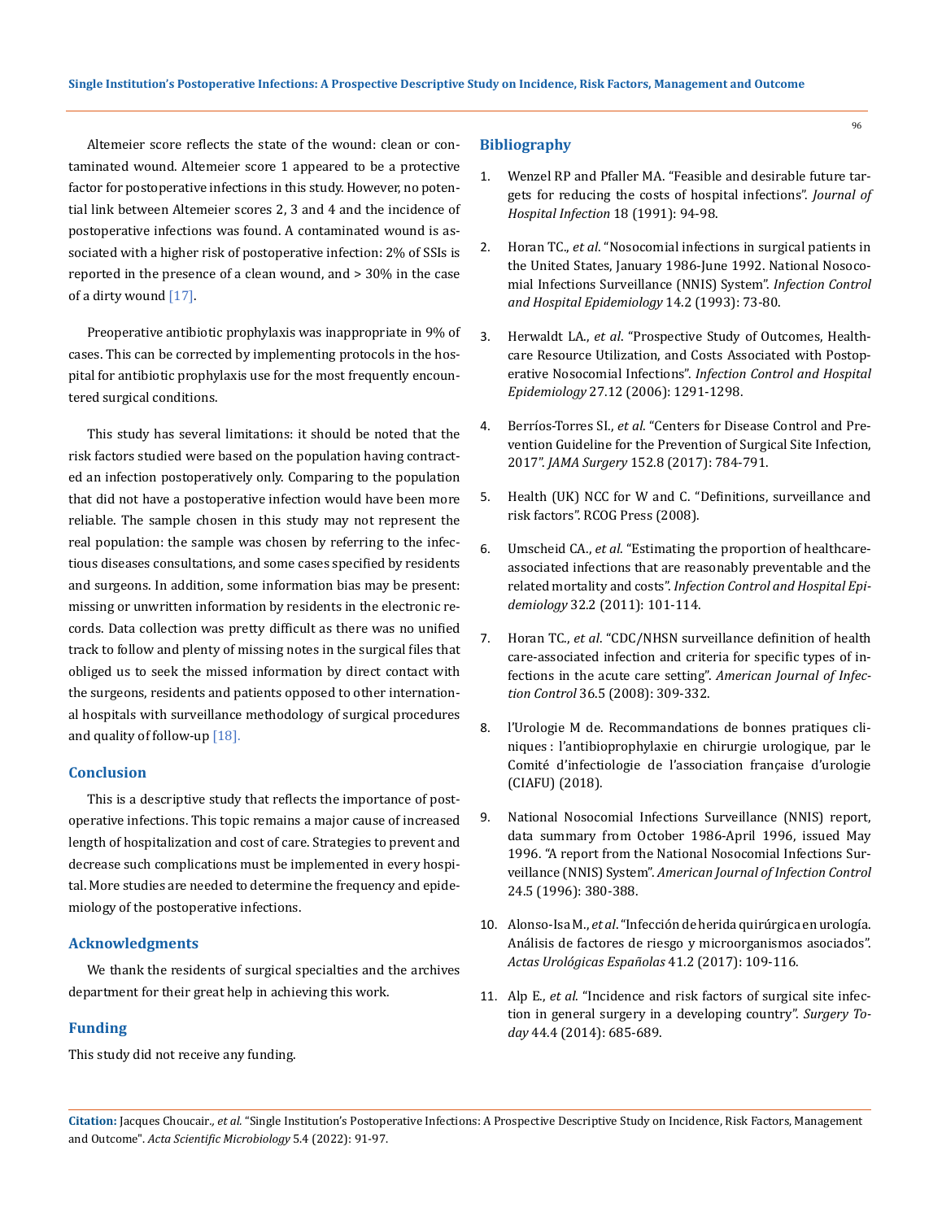Altemeier score reflects the state of the wound: clean or contaminated wound. Altemeier score 1 appeared to be a protective factor for postoperative infections in this study. However, no potential link between Altemeier scores 2, 3 and 4 and the incidence of postoperative infections was found. A contaminated wound is associated with a higher risk of postoperative infection: 2% of SSIs is reported in the presence of a clean wound, and > 30% in the case of a dirty wound [17].

Preoperative antibiotic prophylaxis was inappropriate in 9% of cases. This can be corrected by implementing protocols in the hospital for antibiotic prophylaxis use for the most frequently encountered surgical conditions.

This study has several limitations: it should be noted that the risk factors studied were based on the population having contracted an infection postoperatively only. Comparing to the population that did not have a postoperative infection would have been more reliable. The sample chosen in this study may not represent the real population: the sample was chosen by referring to the infectious diseases consultations, and some cases specified by residents and surgeons. In addition, some information bias may be present: missing or unwritten information by residents in the electronic records. Data collection was pretty difficult as there was no unified track to follow and plenty of missing notes in the surgical files that obliged us to seek the missed information by direct contact with the surgeons, residents and patients opposed to other international hospitals with surveillance methodology of surgical procedures and quality of follow-up [18].

## Conclusion

This is a descriptive study that reflects the importance of postoperative infections. This topic remains a major cause of increased length of hospitalization and cost of care. Strategies to prevent and decrease such complications must be implemented in every hospital. More studies are needed to determine the frequency and epidemiology of the postoperative infections.

## Acknowledgments

We thank the residents of surgical specialties and the archives department for their great help in achieving this work.

## Funding

This study did not receive any funding.

## Bibliography

1. Wenzel RP and Pfaller MA. "Feasible and desirable future targets for reducing the costs of hospital infections". *Journal of Hospital Infection* 18 (1991): 94-98.
2. Horan TC., *et al*. "Nosocomial infections in surgical patients in the United States, January 1986-June 1992. National Nosocomial Infections Surveillance (NNIS) System". *Infection Control and Hospital Epidemiology* 14.2 (1993): 73-80.
3. Herwaldt LA., *et al*. "Prospective Study of Outcomes, Healthcare Resource Utilization, and Costs Associated with Postoperative Nosocomial Infections". *Infection Control and Hospital Epidemiology* 27.12 (2006): 1291-1298.
4. Berríos-Torres SI., *et al*. "Centers for Disease Control and Prevention Guideline for the Prevention of Surgical Site Infection, 2017". *JAMA Surgery* 152.8 (2017): 784-791.
5. Health (UK) NCC for W and C. "Definitions, surveillance and risk factors". RCOG Press (2008).
6. Umscheid CA., *et al*. "Estimating the proportion of healthcare-associated infections that are reasonably preventable and the related mortality and costs". *Infection Control and Hospital Epidemiology* 32.2 (2011): 101-114.
7. Horan TC., *et al*. "CDC/NHSN surveillance definition of health care-associated infection and criteria for specific types of infections in the acute care setting". *American Journal of Infection Control* 36.5 (2008): 309-332.
8. l'Urologie M de. Recommandations de bonnes pratiques cliniques : l'antibioprophylaxie en chirurgie urologique, par le Comité d'infectiologie de l'association française d'urologie (CIAFU) (2018).
9. National Nosocomial Infections Surveillance (NNIS) report, data summary from October 1986-April 1996, issued May 1996. "A report from the National Nosocomial Infections Surveillance (NNIS) System". *American Journal of Infection Control* 24.5 (1996): 380-388.
10. Alonso-Isa M., *et al*. "Infección de herida quirúrgica en urología. Análisis de factores de riesgo y microorganismos asociados". *Actas Urológicas Españolas* 41.2 (2017): 109-116.
11. Alp E., *et al*. "Incidence and risk factors of surgical site infection in general surgery in a developing country". *Surgery Today* 44.4 (2014): 685-689.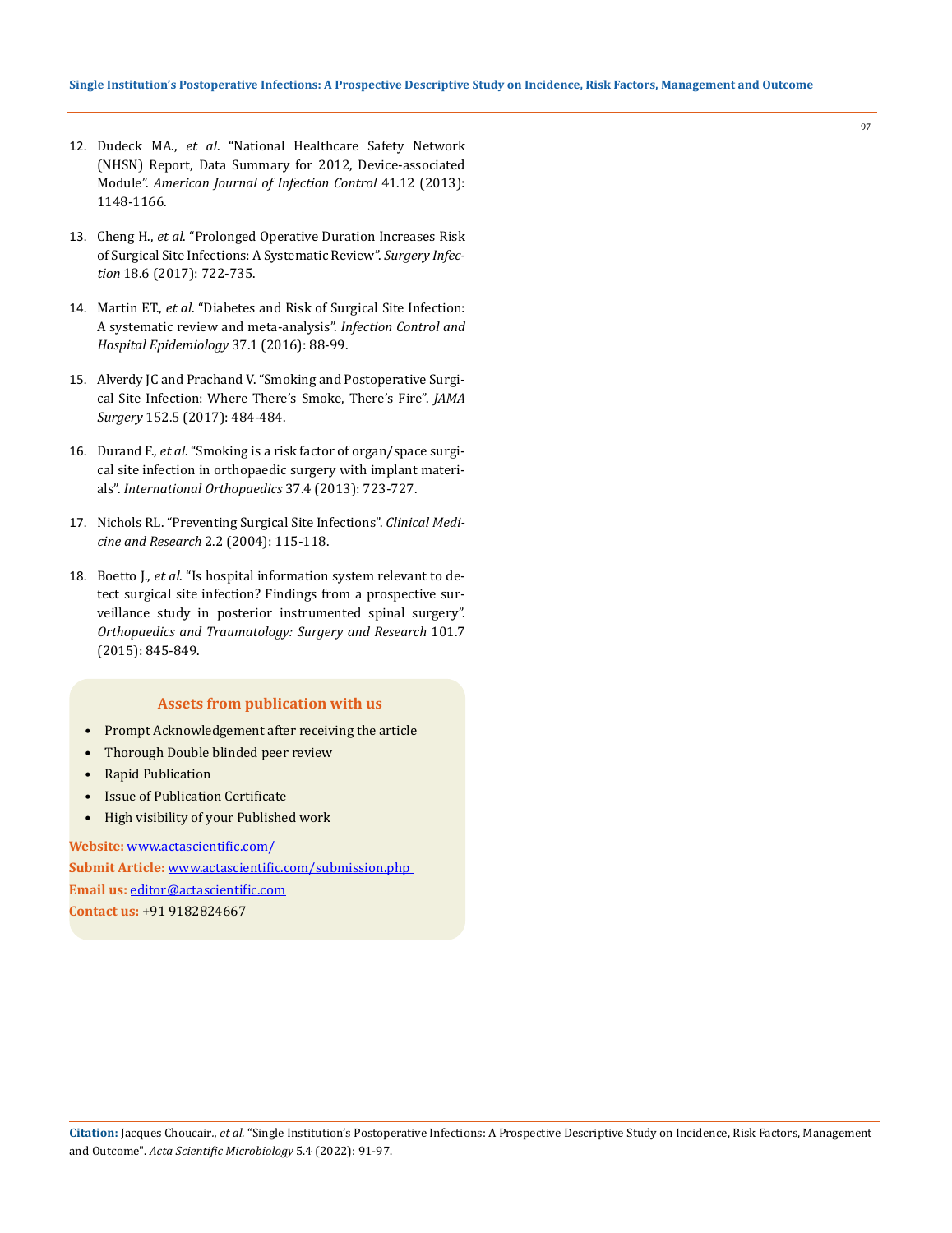12. Dudeck MA., *et al*. "National Healthcare Safety Network (NHSN) Report, Data Summary for 2012, Device-associated Module". *American Journal of Infection Control* 41.12 (2013): 1148-1166.

13. Cheng H., *et al*. "Prolonged Operative Duration Increases Risk of Surgical Site Infections: A Systematic Review". *Surgery Infection* 18.6 (2017): 722-735.

14. Martin ET., *et al*. "Diabetes and Risk of Surgical Site Infection: A systematic review and meta-analysis". *Infection Control and Hospital Epidemiology* 37.1 (2016): 88-99.

15. Alverdy JC and Prachand V. "Smoking and Postoperative Surgical Site Infection: Where There's Smoke, There's Fire". *JAMA Surgery* 152.5 (2017): 484-484.

16. Durand F., *et al*. "Smoking is a risk factor of organ/space surgical site infection in orthopaedic surgery with implant materials". *International Orthopaedics* 37.4 (2013): 723-727.

17. Nichols RL. "Preventing Surgical Site Infections". *Clinical Medicine and Research* 2.2 (2004): 115-118.

18. Boetto J., *et al*. "Is hospital information system relevant to detect surgical site infection? Findings from a prospective surveillance study in posterior instrumented spinal surgery". *Orthopaedics and Traumatology: Surgery and Research* 101.7 (2015): 845-849.

**Assets from publication with us**

- Prompt Acknowledgement after receiving the article
- Thorough Double blinded peer review
- Rapid Publication
- Issue of Publication Certificate
- High visibility of your Published work

**Website:** www.actascientific.com/

**Submit Article:** www.actascientific.com/submission.php

**Email us:** editor@actascientific.com

**Contact us:** +91 9182824667